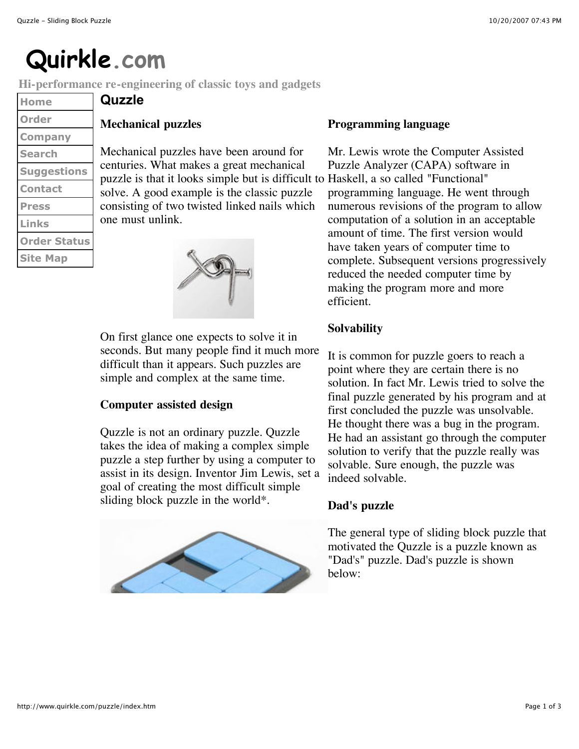# Quirkle.com

**Hi-performance re-engineering of classic toys and gadgets**

- Home
- Order
- Company
- Search
- Suggestions
- Contact
- Press
- Links
- Order Status
- Site Map

## Quzzle

### Mechanical puzzles

Mechanical puzzles have been around for centuries. What makes a great mechanical puzzle is that it looks simple but is difficult to solve. A good example is the classic puzzle consisting of two twisted linked nails which one must unlink.

On first glance one expects to solve it in seconds. But many people find it much more difficult than it appears. Such puzzles are simple and complex at the same time.

### Computer assisted design

Quzzle is not an ordinary puzzle. Quzzle takes the idea of making a complex simple puzzle a step further by using a computer to assist in its design. Inventor Jim Lewis, set a goal of creating the most difficult simple sliding block puzzle in the world*.

### Programming language

Mr. Lewis wrote the Computer Assisted Puzzle Analyzer (CAPA) software in Haskell, a so called "Functional" programming language. He went through numerous revisions of the program to allow computation of a solution in an acceptable amount of time. The first version would have taken years of computer time to complete. Subsequent versions progressively reduced the needed computer time by making the program more and more efficient.

### Solvability

It is common for puzzle goers to reach a point where they are certain there is no solution. In fact Mr. Lewis tried to solve the final puzzle generated by his program and at first concluded the puzzle was unsolvable. He thought there was a bug in the program. He had an assistant go through the computer solution to verify that the puzzle really was solvable. Sure enough, the puzzle was indeed solvable.

### Dad's puzzle

The general type of sliding block puzzle that motivated the Quzzle is a puzzle known as "Dad's" puzzle. Dad's puzzle is shown below: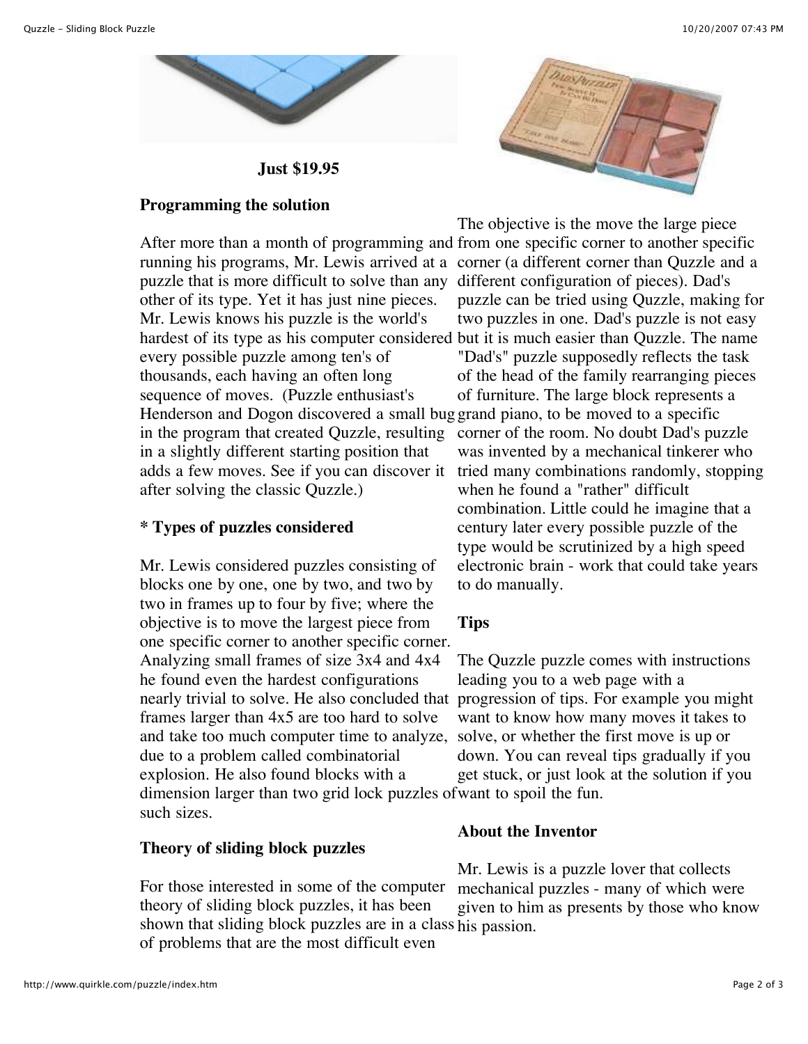**Just $19.95**

## Programming the solution

After more than a month of programming and running his programs, Mr. Lewis arrived at a puzzle that is more difficult to solve than any other of its type. Yet it has just nine pieces. Mr. Lewis knows his puzzle is the world's hardest of its type as his computer considered every possible puzzle among ten's of thousands, each having an often long sequence of moves. (Puzzle enthusiast's Henderson and Dogon discovered a small bug in the program that created Quzzle, resulting in a slightly different starting position that adds a few moves. See if you can discover it after solving the classic Quzzle.)

## * Types of puzzles considered

Mr. Lewis considered puzzles consisting of blocks one by one, one by two, and two by two in frames up to four by five; where the objective is to move the largest piece from one specific corner to another specific corner. Analyzing small frames of size 3x4 and 4x4 he found even the hardest configurations nearly trivial to solve. He also concluded that frames larger than 4x5 are too hard to solve and take too much computer time to analyze, due to a problem called combinatorial explosion. He also found blocks with a dimension larger than two grid lock puzzles of such sizes.

## Theory of sliding block puzzles

For those interested in some of the computer theory of sliding block puzzles, it has been shown that sliding block puzzles are in a class of problems that are the most difficult even

The objective is the move the large piece from one specific corner to another specific corner (a different corner than Quzzle and a different configuration of pieces). Dad's puzzle can be tried using Quzzle, making for two puzzles in one. Dad's puzzle is not easy but it is much easier than Quzzle. The name "Dad's" puzzle supposedly reflects the task of the head of the family rearranging pieces of furniture. The large block represents a grand piano, to be moved to a specific corner of the room. No doubt Dad's puzzle was invented by a mechanical tinkerer who tried many combinations randomly, stopping when he found a "rather" difficult combination. Little could he imagine that a century later every possible puzzle of the type would be scrutinized by a high speed electronic brain - work that could take years to do manually.

## Tips

The Quzzle puzzle comes with instructions leading you to a web page with a progression of tips. For example you might want to know how many moves it takes to solve, or whether the first move is up or down. You can reveal tips gradually if you get stuck, or just look at the solution if you want to spoil the fun.

## About the Inventor

Mr. Lewis is a puzzle lover that collects mechanical puzzles - many of which were given to him as presents by those who know his passion.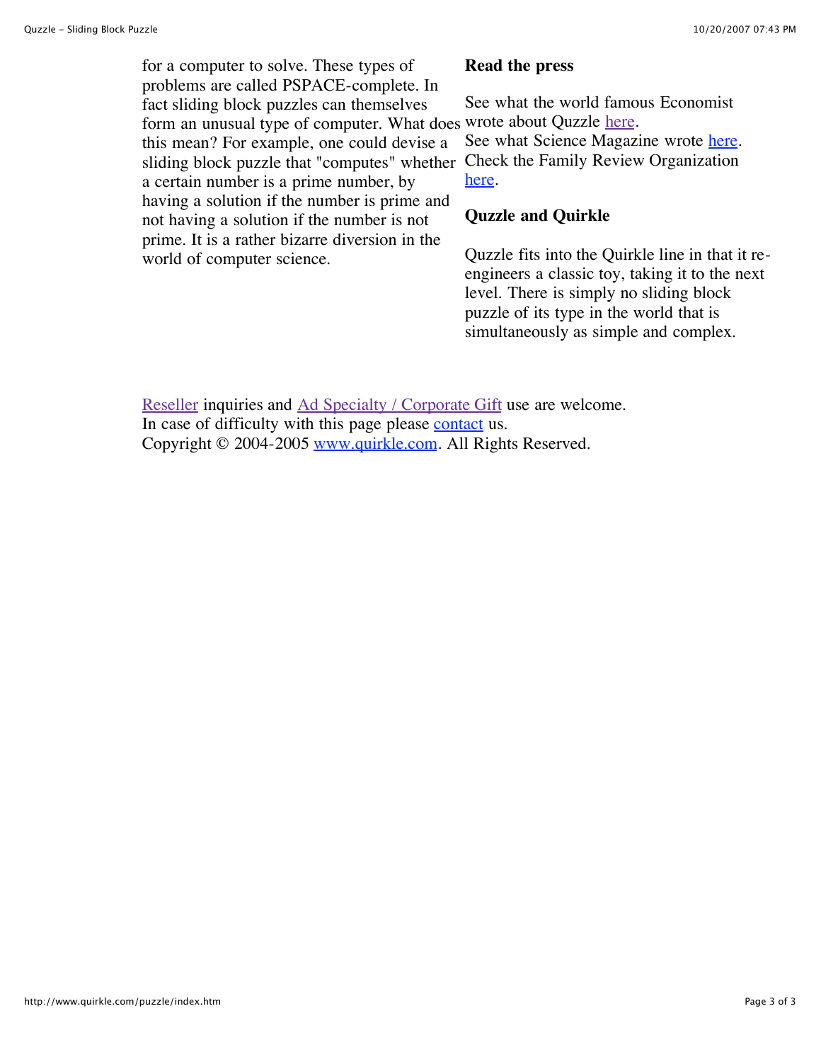for a computer to solve. These types of problems are called PSPACE-complete. In fact sliding block puzzles can themselves form an unusual type of computer. What does this mean? For example, one could devise a sliding block puzzle that "computes" whether a certain number is a prime number, by having a solution if the number is prime and not having a solution if the number is not prime. It is a rather bizarre diversion in the world of computer science.

### Read the press

See what the world famous Economist wrote about Quzzle here.
See what Science Magazine wrote here.
Check the Family Review Organization here.

### Quzzle and Quirkle

Quzzle fits into the Quirkle line in that it re-engineers a classic toy, taking it to the next level. There is simply no sliding block puzzle of its type in the world that is simultaneously as simple and complex.

Reseller inquiries and Ad Specialty / Corporate Gift use are welcome.
In case of difficulty with this page please contact us.
Copyright © 2004-2005 www.quirkle.com. All Rights Reserved.